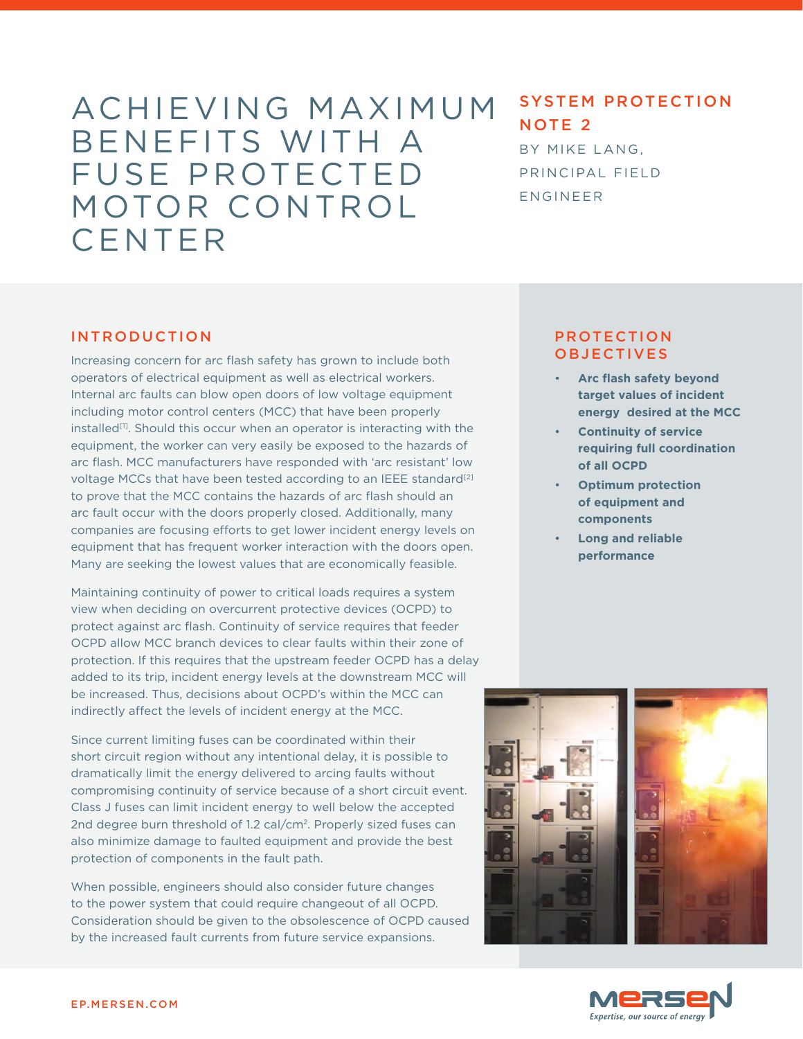# ACHIEVING MAXIMUM BENEFITS WITH A FUSE PROTECTED MOTOR CONTROL CENTER

## SYSTEM PROTECTION NOTE 2

BY MIKE LANG, PRINCIPAL FIELD ENGINEER

## INTRODUCTION

Increasing concern for arc flash safety has grown to include both operators of electrical equipment as well as electrical workers. Internal arc faults can blow open doors of low voltage equipment including motor control centers (MCC) that have been properly installed[1]. Should this occur when an operator is interacting with the equipment, the worker can very easily be exposed to the hazards of arc flash. MCC manufacturers have responded with 'arc resistant' low voltage MCCs that have been tested according to an IEEE standard[2] to prove that the MCC contains the hazards of arc flash should an arc fault occur with the doors properly closed. Additionally, many companies are focusing efforts to get lower incident energy levels on equipment that has frequent worker interaction with the doors open. Many are seeking the lowest values that are economically feasible.

Maintaining continuity of power to critical loads requires a system view when deciding on overcurrent protective devices (OCPD) to protect against arc flash. Continuity of service requires that feeder OCPD allow MCC branch devices to clear faults within their zone of protection. If this requires that the upstream feeder OCPD has a delay added to its trip, incident energy levels at the downstream MCC will be increased. Thus, decisions about OCPD's within the MCC can indirectly affect the levels of incident energy at the MCC.

Since current limiting fuses can be coordinated within their short circuit region without any intentional delay, it is possible to dramatically limit the energy delivered to arcing faults without compromising continuity of service because of a short circuit event. Class J fuses can limit incident energy to well below the accepted 2nd degree burn threshold of 1.2 cal/cm$^2$. Properly sized fuses can also minimize damage to faulted equipment and provide the best protection of components in the fault path.

When possible, engineers should also consider future changes to the power system that could require changeout of all OCPD. Consideration should be given to the obsolescence of OCPD caused by the increased fault currents from future service expansions.

## PROTECTION OBJECTIVES

- **Arc flash safety beyond target values of incident energy desired at the MCC**
- **Continuity of service requiring full coordination of all OCPD**
- **Optimum protection of equipment and components**
- **Long and reliable performance**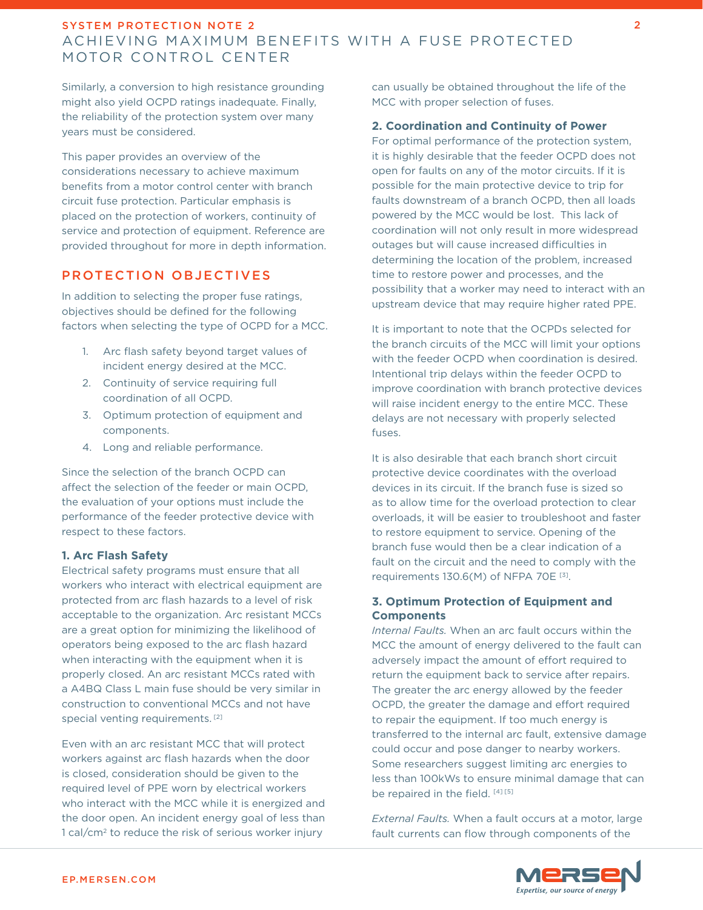Similarly, a conversion to high resistance grounding might also yield OCPD ratings inadequate. Finally, the reliability of the protection system over many years must be considered.

This paper provides an overview of the considerations necessary to achieve maximum benefits from a motor control center with branch circuit fuse protection. Particular emphasis is placed on the protection of workers, continuity of service and protection of equipment. Reference are provided throughout for more in depth information.

## PROTECTION OBJECTIVES

In addition to selecting the proper fuse ratings, objectives should be defined for the following factors when selecting the type of OCPD for a MCC.

1. Arc flash safety beyond target values of incident energy desired at the MCC.
2. Continuity of service requiring full coordination of all OCPD.
3. Optimum protection of equipment and components.
4. Long and reliable performance.

Since the selection of the branch OCPD can affect the selection of the feeder or main OCPD, the evaluation of your options must include the performance of the feeder protective device with respect to these factors.

### 1. Arc Flash Safety

Electrical safety programs must ensure that all workers who interact with electrical equipment are protected from arc flash hazards to a level of risk acceptable to the organization. Arc resistant MCCs are a great option for minimizing the likelihood of operators being exposed to the arc flash hazard when interacting with the equipment when it is properly closed. An arc resistant MCCs rated with a A4BQ Class L main fuse should be very similar in construction to conventional MCCs and not have special venting requirements. [2]

Even with an arc resistant MCC that will protect workers against arc flash hazards when the door is closed, consideration should be given to the required level of PPE worn by electrical workers who interact with the MCC while it is energized and the door open. An incident energy goal of less than 1 cal/cm$^2$ to reduce the risk of serious worker injury can usually be obtained throughout the life of the MCC with proper selection of fuses.

### 2. Coordination and Continuity of Power

For optimal performance of the protection system, it is highly desirable that the feeder OCPD does not open for faults on any of the motor circuits. If it is possible for the main protective device to trip for faults downstream of a branch OCPD, then all loads powered by the MCC would be lost. This lack of coordination will not only result in more widespread outages but will cause increased difficulties in determining the location of the problem, increased time to restore power and processes, and the possibility that a worker may need to interact with an upstream device that may require higher rated PPE.

It is important to note that the OCPDs selected for the branch circuits of the MCC will limit your options with the feeder OCPD when coordination is desired. Intentional trip delays within the feeder OCPD to improve coordination with branch protective devices will raise incident energy to the entire MCC. These delays are not necessary with properly selected fuses.

It is also desirable that each branch short circuit protective device coordinates with the overload devices in its circuit. If the branch fuse is sized so as to allow time for the overload protection to clear overloads, it will be easier to troubleshoot and faster to restore equipment to service. Opening of the branch fuse would then be a clear indication of a fault on the circuit and the need to comply with the requirements 130.6(M) of NFPA 70E [3].

### 3. Optimum Protection of Equipment and Components

*Internal Faults.* When an arc fault occurs within the MCC the amount of energy delivered to the fault can adversely impact the amount of effort required to return the equipment back to service after repairs. The greater the arc energy allowed by the feeder OCPD, the greater the damage and effort required to repair the equipment. If too much energy is transferred to the internal arc fault, extensive damage could occur and pose danger to nearby workers. Some researchers suggest limiting arc energies to less than 100kWs to ensure minimal damage that can be repaired in the field. [4] [5]

*External Faults.* When a fault occurs at a motor, large fault currents can flow through components of the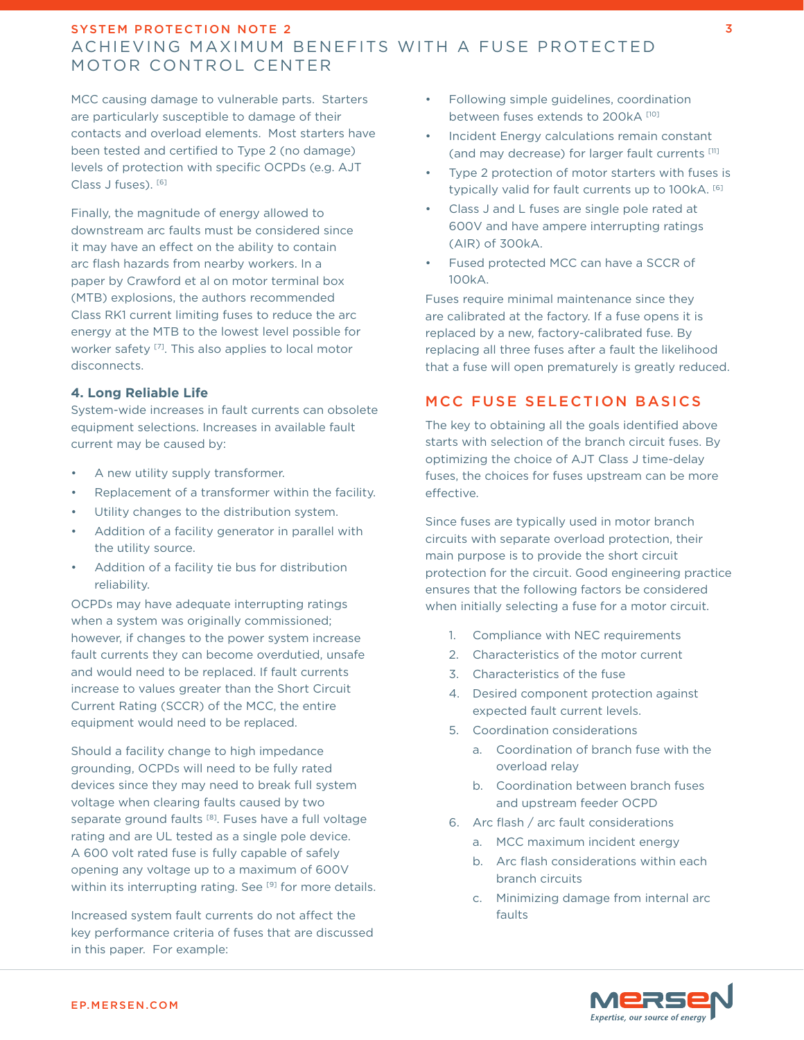MCC causing damage to vulnerable parts. Starters are particularly susceptible to damage of their contacts and overload elements. Most starters have been tested and certified to Type 2 (no damage) levels of protection with specific OCPDs (e.g. AJT Class J fuses). [6]

Finally, the magnitude of energy allowed to downstream arc faults must be considered since it may have an effect on the ability to contain arc flash hazards from nearby workers. In a paper by Crawford et al on motor terminal box (MTB) explosions, the authors recommended Class RK1 current limiting fuses to reduce the arc energy at the MTB to the lowest level possible for worker safety [7]. This also applies to local motor disconnects.

**4. Long Reliable Life**

System-wide increases in fault currents can obsolete equipment selections. Increases in available fault current may be caused by:

- A new utility supply transformer.
- Replacement of a transformer within the facility.
- Utility changes to the distribution system.
- Addition of a facility generator in parallel with the utility source.
- Addition of a facility tie bus for distribution reliability.

OCPDs may have adequate interrupting ratings when a system was originally commissioned; however, if changes to the power system increase fault currents they can become overdutied, unsafe and would need to be replaced. If fault currents increase to values greater than the Short Circuit Current Rating (SCCR) of the MCC, the entire equipment would need to be replaced.

Should a facility change to high impedance grounding, OCPDs will need to be fully rated devices since they may need to break full system voltage when clearing faults caused by two separate ground faults [8]. Fuses have a full voltage rating and are UL tested as a single pole device. A 600 volt rated fuse is fully capable of safely opening any voltage up to a maximum of 600V within its interrupting rating. See [9] for more details.

Increased system fault currents do not affect the key performance criteria of fuses that are discussed in this paper. For example:

- Following simple guidelines, coordination between fuses extends to 200kA [10]
- Incident Energy calculations remain constant (and may decrease) for larger fault currents [11]
- Type 2 protection of motor starters with fuses is typically valid for fault currents up to 100kA. [6]
- Class J and L fuses are single pole rated at 600V and have ampere interrupting ratings (AIR) of 300kA.
- Fused protected MCC can have a SCCR of 100kA.

Fuses require minimal maintenance since they are calibrated at the factory. If a fuse opens it is replaced by a new, factory-calibrated fuse. By replacing all three fuses after a fault the likelihood that a fuse will open prematurely is greatly reduced.

## MCC FUSE SELECTION BASICS

The key to obtaining all the goals identified above starts with selection of the branch circuit fuses. By optimizing the choice of AJT Class J time-delay fuses, the choices for fuses upstream can be more effective.

Since fuses are typically used in motor branch circuits with separate overload protection, their main purpose is to provide the short circuit protection for the circuit. Good engineering practice ensures that the following factors be considered when initially selecting a fuse for a motor circuit.

1. Compliance with NEC requirements
2. Characteristics of the motor current
3. Characteristics of the fuse
4. Desired component protection against expected fault current levels.
5. Coordination considerations
   a. Coordination of branch fuse with the overload relay
   b. Coordination between branch fuses and upstream feeder OCPD
6. Arc flash / arc fault considerations
   a. MCC maximum incident energy
   b. Arc flash considerations within each branch circuits
   c. Minimizing damage from internal arc faults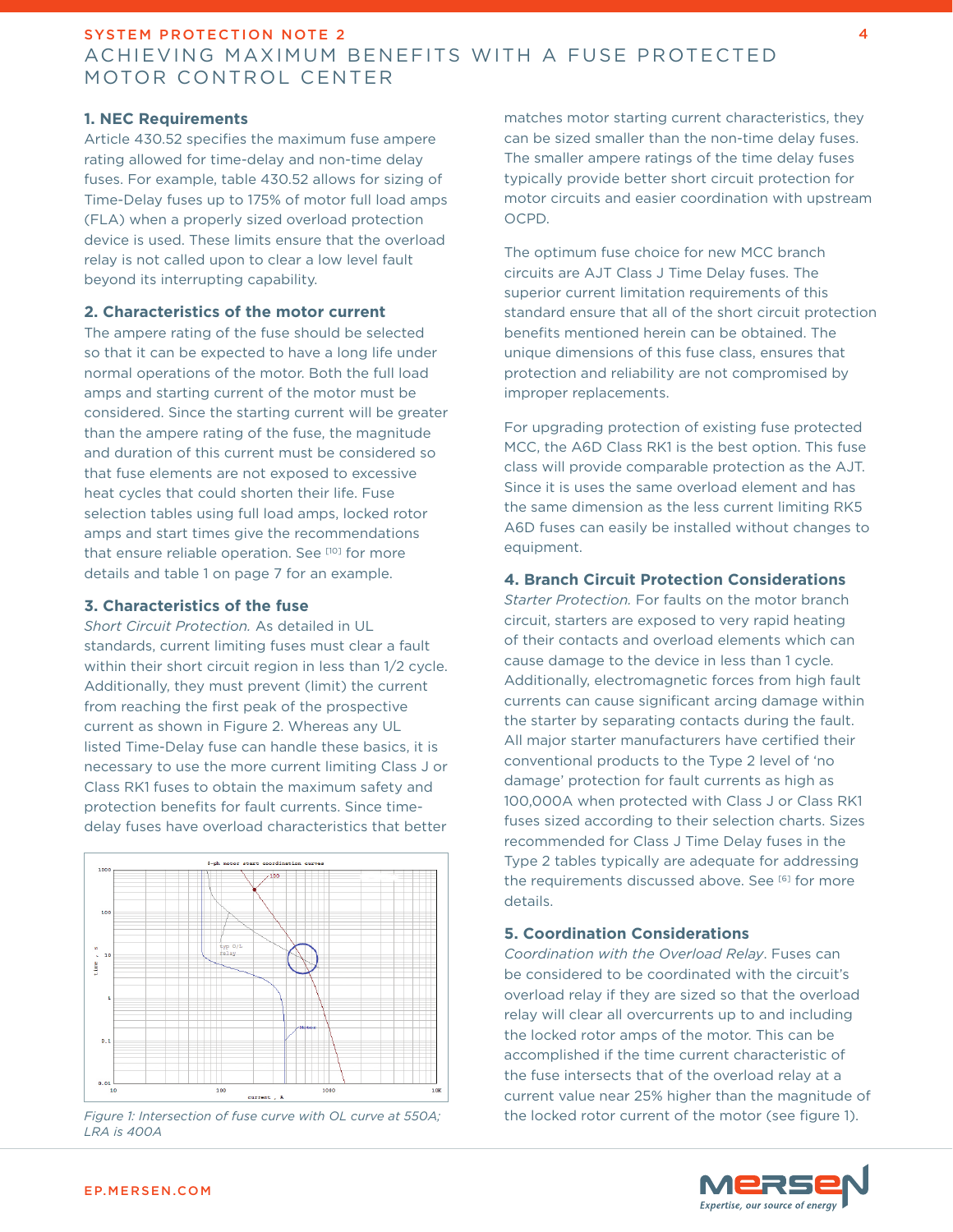### 1. NEC Requirements

Article 430.52 specifies the maximum fuse ampere rating allowed for time-delay and non-time delay fuses. For example, table 430.52 allows for sizing of Time-Delay fuses up to 175% of motor full load amps (FLA) when a properly sized overload protection device is used. These limits ensure that the overload relay is not called upon to clear a low level fault beyond its interrupting capability.

### 2. Characteristics of the motor current

The ampere rating of the fuse should be selected so that it can be expected to have a long life under normal operations of the motor. Both the full load amps and starting current of the motor must be considered. Since the starting current will be greater than the ampere rating of the fuse, the magnitude and duration of this current must be considered so that fuse elements are not exposed to excessive heat cycles that could shorten their life. Fuse selection tables using full load amps, locked rotor amps and start times give the recommendations that ensure reliable operation. See [10] for more details and table 1 on page 7 for an example.

### 3. Characteristics of the fuse

*Short Circuit Protection.* As detailed in UL standards, current limiting fuses must clear a fault within their short circuit region in less than 1/2 cycle. Additionally, they must prevent (limit) the current from reaching the first peak of the prospective current as shown in Figure 2. Whereas any UL listed Time-Delay fuse can handle these basics, it is necessary to use the more current limiting Class J or Class RK1 fuses to obtain the maximum safety and protection benefits for fault currents. Since time-delay fuses have overload characteristics that better matches motor starting current characteristics, they can be sized smaller than the non-time delay fuses. The smaller ampere ratings of the time delay fuses typically provide better short circuit protection for motor circuits and easier coordination with upstream OCPD.

*Figure 1: Intersection of fuse curve with OL curve at 550A; LRA is 400A*

The optimum fuse choice for new MCC branch circuits are AJT Class J Time Delay fuses. The superior current limitation requirements of this standard ensure that all of the short circuit protection benefits mentioned herein can be obtained. The unique dimensions of this fuse class, ensures that protection and reliability are not compromised by improper replacements.

For upgrading protection of existing fuse protected MCC, the A6D Class RK1 is the best option. This fuse class will provide comparable protection as the AJT. Since it is uses the same overload element and has the same dimension as the less current limiting RK5 A6D fuses can easily be installed without changes to equipment.

### 4. Branch Circuit Protection Considerations

*Starter Protection.* For faults on the motor branch circuit, starters are exposed to very rapid heating of their contacts and overload elements which can cause damage to the device in less than 1 cycle. Additionally, electromagnetic forces from high fault currents can cause significant arcing damage within the starter by separating contacts during the fault. All major starter manufacturers have certified their conventional products to the Type 2 level of 'no damage' protection for fault currents as high as 100,000A when protected with Class J or Class RK1 fuses sized according to their selection charts. Sizes recommended for Class J Time Delay fuses in the Type 2 tables typically are adequate for addressing the requirements discussed above. See [6] for more details.

### 5. Coordination Considerations

*Coordination with the Overload Relay*. Fuses can be considered to be coordinated with the circuit's overload relay if they are sized so that the overload relay will clear all overcurrents up to and including the locked rotor amps of the motor. This can be accomplished if the time current characteristic of the fuse intersects that of the overload relay at a current value near 25% higher than the magnitude of the locked rotor current of the motor (see figure 1).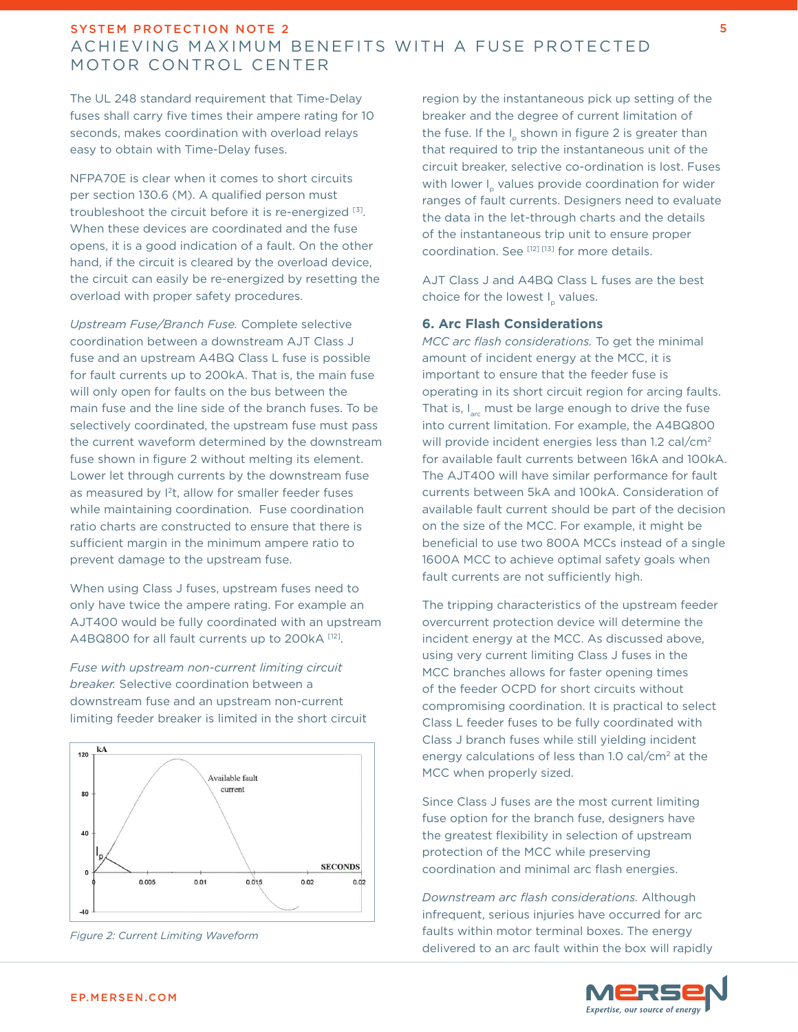The UL 248 standard requirement that Time-Delay fuses shall carry five times their ampere rating for 10 seconds, makes coordination with overload relays easy to obtain with Time-Delay fuses.

NFPA70E is clear when it comes to short circuits per section 130.6 (M). A qualified person must troubleshoot the circuit before it is re-energized [3]. When these devices are coordinated and the fuse opens, it is a good indication of a fault. On the other hand, if the circuit is cleared by the overload device, the circuit can easily be re-energized by resetting the overload with proper safety procedures.

*Upstream Fuse/Branch Fuse.* Complete selective coordination between a downstream AJT Class J fuse and an upstream A4BQ Class L fuse is possible for fault currents up to 200kA. That is, the main fuse will only open for faults on the bus between the main fuse and the line side of the branch fuses. To be selectively coordinated, the upstream fuse must pass the current waveform determined by the downstream fuse shown in figure 2 without melting its element. Lower let through currents by the downstream fuse as measured by $I^2t$, allow for smaller feeder fuses while maintaining coordination. Fuse coordination ratio charts are constructed to ensure that there is sufficient margin in the minimum ampere ratio to prevent damage to the upstream fuse.

When using Class J fuses, upstream fuses need to only have twice the ampere rating. For example an AJT400 would be fully coordinated with an upstream A4BQ800 for all fault currents up to 200kA [12].

*Fuse with upstream non-current limiting circuit breaker.* Selective coordination between a downstream fuse and an upstream non-current limiting feeder breaker is limited in the short circuit region by the instantaneous pick up setting of the breaker and the degree of current limitation of the fuse. If the $I_p$ shown in figure 2 is greater than that required to trip the instantaneous unit of the circuit breaker, selective co-ordination is lost. Fuses with lower $I_p$ values provide coordination for wider ranges of fault currents. Designers need to evaluate the data in the let-through charts and the details of the instantaneous trip unit to ensure proper coordination. See [12] [13] for more details.

AJT Class J and A4BQ Class L fuses are the best choice for the lowest $I_p$ values.

Figure 2: Current Limiting Waveform

## 6. Arc Flash Considerations

*MCC arc flash considerations.* To get the minimal amount of incident energy at the MCC, it is important to ensure that the feeder fuse is operating in its short circuit region for arcing faults. That is, $I_{arc}$ must be large enough to drive the fuse into current limitation. For example, the A4BQ800 will provide incident energies less than 1.2 cal/cm$^2$ for available fault currents between 16kA and 100kA. The AJT400 will have similar performance for fault currents between 5kA and 100kA. Consideration of available fault current should be part of the decision on the size of the MCC. For example, it might be beneficial to use two 800A MCCs instead of a single 1600A MCC to achieve optimal safety goals when fault currents are not sufficiently high.

The tripping characteristics of the upstream feeder overcurrent protection device will determine the incident energy at the MCC. As discussed above, using very current limiting Class J fuses in the MCC branches allows for faster opening times of the feeder OCPD for short circuits without compromising coordination. It is practical to select Class L feeder fuses to be fully coordinated with Class J branch fuses while still yielding incident energy calculations of less than 1.0 cal/cm$^2$ at the MCC when properly sized.

Since Class J fuses are the most current limiting fuse option for the branch fuse, designers have the greatest flexibility in selection of upstream protection of the MCC while preserving coordination and minimal arc flash energies.

*Downstream arc flash considerations.* Although infrequent, serious injuries have occurred for arc faults within motor terminal boxes. The energy delivered to an arc fault within the box will rapidly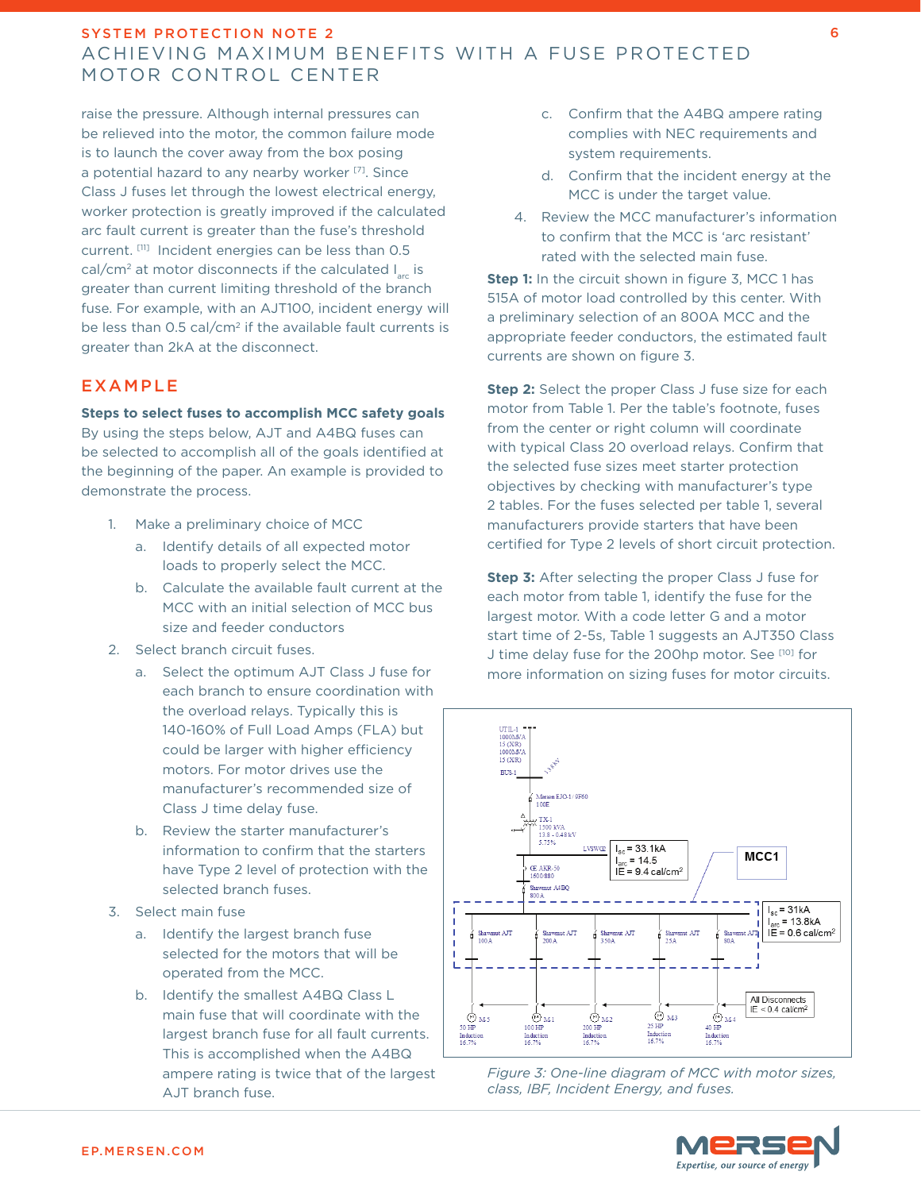raise the pressure. Although internal pressures can be relieved into the motor, the common failure mode is to launch the cover away from the box posing a potential hazard to any nearby worker [7]. Since Class J fuses let through the lowest electrical energy, worker protection is greatly improved if the calculated arc fault current is greater than the fuse's threshold current. [11] Incident energies can be less than 0.5 cal/cm² at motor disconnects if the calculated $I_{arc}$ is greater than current limiting threshold of the branch fuse. For example, with an AJT100, incident energy will be less than 0.5 cal/cm² if the available fault currents is greater than 2kA at the disconnect.

## EXAMPLE

**Steps to select fuses to accomplish MCC safety goals**

By using the steps below, AJT and A4BQ fuses can be selected to accomplish all of the goals identified at the beginning of the paper. An example is provided to demonstrate the process.

1. Make a preliminary choice of MCC
   a. Identify details of all expected motor loads to properly select the MCC.
   b. Calculate the available fault current at the MCC with an initial selection of MCC bus size and feeder conductors
2. Select branch circuit fuses.
   a. Select the optimum AJT Class J fuse for each branch to ensure coordination with the overload relays. Typically this is 140-160% of Full Load Amps (FLA) but could be larger with higher efficiency motors. For motor drives use the manufacturer's recommended size of Class J time delay fuse.
   b. Review the starter manufacturer's information to confirm that the starters have Type 2 level of protection with the selected branch fuses.
3. Select main fuse
   a. Identify the largest branch fuse selected for the motors that will be operated from the MCC.
   b. Identify the smallest A4BQ Class L main fuse that will coordinate with the largest branch fuse for all fault currents. This is accomplished when the A4BQ ampere rating is twice that of the largest AJT branch fuse.
   c. Confirm that the A4BQ ampere rating complies with NEC requirements and system requirements.
   d. Confirm that the incident energy at the MCC is under the target value.
4. Review the MCC manufacturer's information to confirm that the MCC is 'arc resistant' rated with the selected main fuse.

**Step 1:** In the circuit shown in figure 3, MCC 1 has 515A of motor load controlled by this center. With a preliminary selection of an 800A MCC and the appropriate feeder conductors, the estimated fault currents are shown on figure 3.

**Step 2:** Select the proper Class J fuse size for each motor from Table 1. Per the table's footnote, fuses from the center or right column will coordinate with typical Class 20 overload relays. Confirm that the selected fuse sizes meet starter protection objectives by checking with manufacturer's type 2 tables. For the fuses selected per table 1, several manufacturers provide starters that have been certified for Type 2 levels of short circuit protection.

**Step 3:** After selecting the proper Class J fuse for each motor from table 1, identify the fuse for the largest motor. With a code letter G and a motor start time of 2-5s, Table 1 suggests an AJT350 Class J time delay fuse for the 200hp motor. See [10] for more information on sizing fuses for motor circuits.

UTIL-1 1000MVA 15 (X/R) 1000MVA 15 (X/R)
BUS-1 13.8 kV
Mersen EJO-1 / 9F60 100E
TX-1 1500 kVA 13.8 - 0.48 kV 5.75%
LVSWGR
$I_{sc}$ = 33.1kA
$I_{arc}$ = 14.5
IE = 9.4 cal/cm²
GE AKR-50 1600/800
Shawmut A4BQ 800A
MCC1
$I_{sc}$ = 31kA
$I_{arc}$ = 13.8kA
IE = 0.6 cal/cm²
Shawmut AJT 100A | Shawmut AJT 200A | Shawmut AJT 350A | Shawmut AJT 25A | Shawmut AJT 80A
All Disconnects IE < 0.4 cal/cm²
M-5 50 HP Induction 16.7% | M-1 100 HP Induction 16.7% | M-2 200 HP Induction 16.7% | M-3 25 HP Induction 16.7% | M-4 40 HP Induction 16.7%

*Figure 3: One-line diagram of MCC with motor sizes, class, IBF, Incident Energy, and fuses.*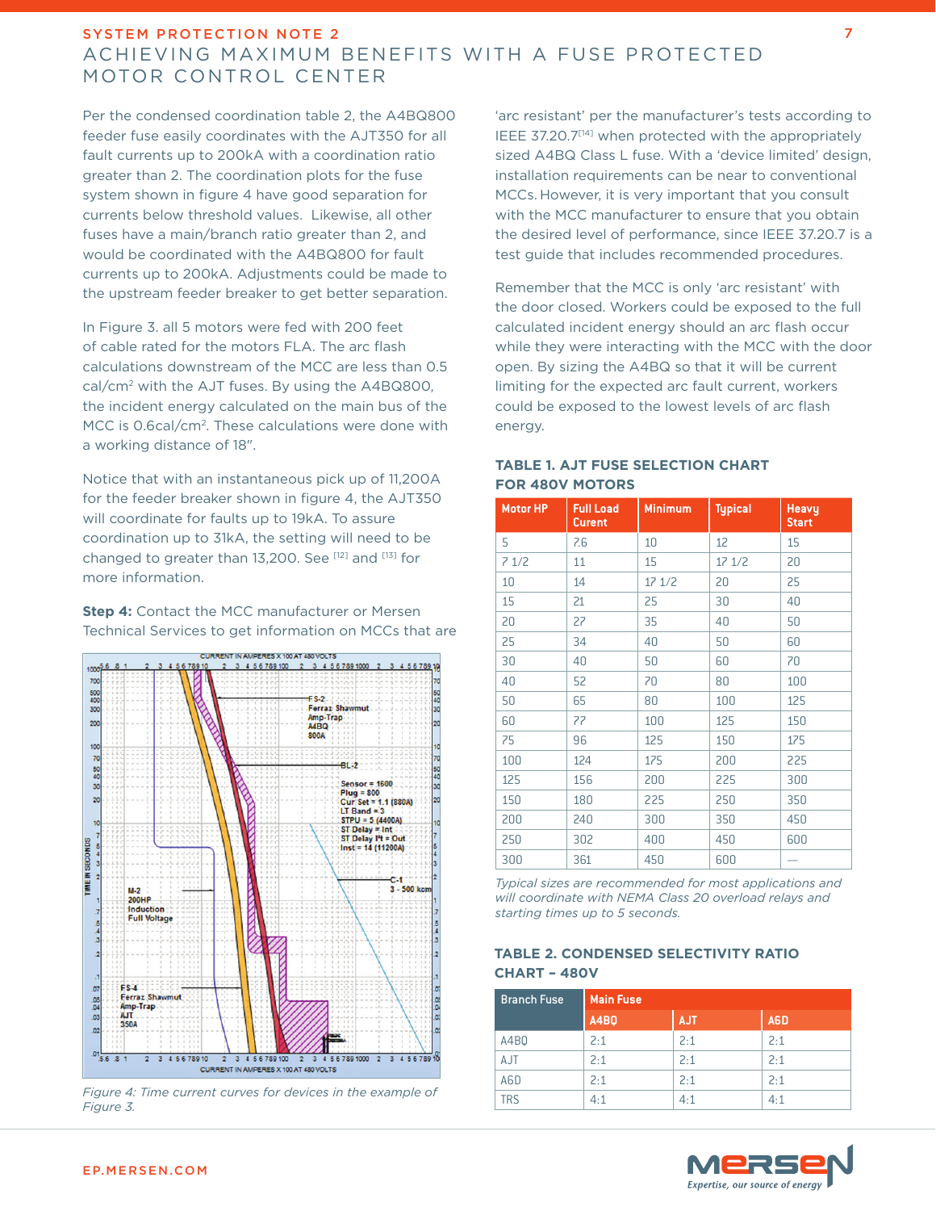Per the condensed coordination table 2, the A4BQ800 feeder fuse easily coordinates with the AJT350 for all fault currents up to 200kA with a coordination ratio greater than 2. The coordination plots for the fuse system shown in figure 4 have good separation for currents below threshold values. Likewise, all other fuses have a main/branch ratio greater than 2, and would be coordinated with the A4BQ800 for fault currents up to 200kA. Adjustments could be made to the upstream feeder breaker to get better separation.

In Figure 3. all 5 motors were fed with 200 feet of cable rated for the motors FLA. The arc flash calculations downstream of the MCC are less than 0.5 cal/cm² with the AJT fuses. By using the A4BQ800, the incident energy calculated on the main bus of the MCC is 0.6cal/cm². These calculations were done with a working distance of 18".

Notice that with an instantaneous pick up of 11,200A for the feeder breaker shown in figure 4, the AJT350 will coordinate for faults up to 19kA. To assure coordination up to 31kA, the setting will need to be changed to greater than 13,200. See [12] and [13] for more information.

**Step 4:** Contact the MCC manufacturer or Mersen Technical Services to get information on MCCs that are 'arc resistant' per the manufacturer's tests according to IEEE 37.20.7[14] when protected with the appropriately sized A4BQ Class L fuse. With a 'device limited' design, installation requirements can be near to conventional MCCs. However, it is very important that you consult with the MCC manufacturer to ensure that you obtain the desired level of performance, since IEEE 37.20.7 is a test guide that includes recommended procedures.

Remember that the MCC is only 'arc resistant' with the door closed. Workers could be exposed to the full calculated incident energy should an arc flash occur while they were interacting with the MCC with the door open. By sizing the A4BQ so that it will be current limiting for the expected arc fault current, workers could be exposed to the lowest levels of arc flash energy.

*Figure 4: Time current curves for devices in the example of Figure 3.*

### TABLE 1. AJT FUSE SELECTION CHART FOR 480V MOTORS

| Motor HP | Full Load Curent | Minimum | Typical | Heavy Start |
|---|---|---|---|---|
| 5 | 7.6 | 10 | 12 | 15 |
| 7 1/2 | 11 | 15 | 17 1/2 | 20 |
| 10 | 14 | 17 1/2 | 20 | 25 |
| 15 | 21 | 25 | 30 | 40 |
| 20 | 27 | 35 | 40 | 50 |
| 25 | 34 | 40 | 50 | 60 |
| 30 | 40 | 50 | 60 | 70 |
| 40 | 52 | 70 | 80 | 100 |
| 50 | 65 | 80 | 100 | 125 |
| 60 | 77 | 100 | 125 | 150 |
| 75 | 96 | 125 | 150 | 175 |
| 100 | 124 | 175 | 200 | 225 |
| 125 | 156 | 200 | 225 | 300 |
| 150 | 180 | 225 | 250 | 350 |
| 200 | 240 | 300 | 350 | 450 |
| 250 | 302 | 400 | 450 | 600 |
| 300 | 361 | 450 | 600 | — |

*Typical sizes are recommended for most applications and will coordinate with NEMA Class 20 overload relays and starting times up to 5 seconds.*

### TABLE 2. CONDENSED SELECTIVITY RATIO CHART – 480V

| Branch Fuse | Main Fuse | | |
|---|---|---|---|
| | A4BQ | AJT | A6D |
| A4BQ | 2:1 | 2:1 | 2:1 |
| AJT | 2:1 | 2:1 | 2:1 |
| A6D | 2:1 | 2:1 | 2:1 |
| TRS | 4:1 | 4:1 | 4:1 |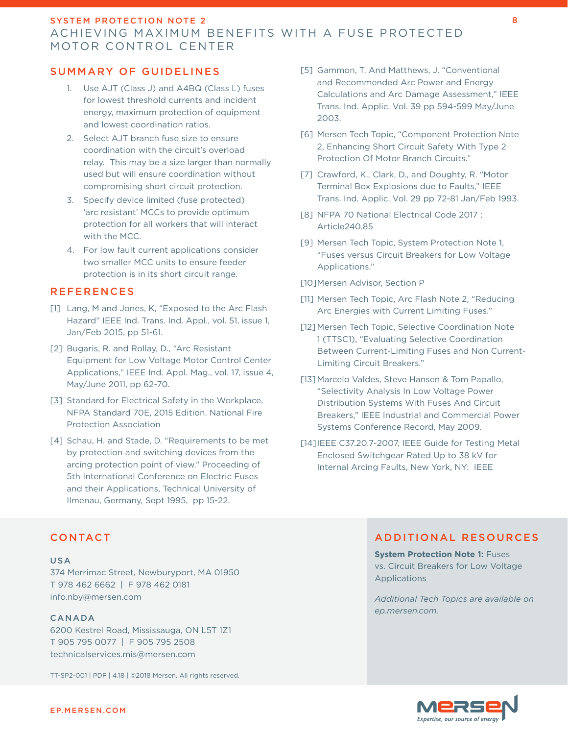## SUMMARY OF GUIDELINES

1. Use AJT (Class J) and A4BQ (Class L) fuses for lowest threshold currents and incident energy, maximum protection of equipment and lowest coordination ratios.
2. Select AJT branch fuse size to ensure coordination with the circuit's overload relay. This may be a size larger than normally used but will ensure coordination without compromising short circuit protection.
3. Specify device limited (fuse protected) 'arc resistant' MCCs to provide optimum protection for all workers that will interact with the MCC.
4. For low fault current applications consider two smaller MCC units to ensure feeder protection is in its short circuit range.

## REFERENCES

[1] Lang, M and Jones, K, "Exposed to the Arc Flash Hazard" IEEE Ind. Trans. Ind. Appl., vol. 51, issue 1, Jan/Feb 2015, pp 51-61.

[2] Bugaris, R. and Rollay, D., "Arc Resistant Equipment for Low Voltage Motor Control Center Applications," IEEE Ind. Appl. Mag., vol. 17, issue 4, May/June 2011, pp 62-70.

[3] Standard for Electrical Safety in the Workplace, NFPA Standard 70E, 2015 Edition. National Fire Protection Association

[4] Schau, H. and Stade, D. "Requirements to be met by protection and switching devices from the arcing protection point of view." Proceeding of 5th International Conference on Electric Fuses and their Applications, Technical University of Ilmenau, Germany, Sept 1995, pp 15-22.

[5] Gammon, T. And Matthews, J. "Conventional and Recommended Arc Power and Energy Calculations and Arc Damage Assessment," IEEE Trans. Ind. Applic. Vol. 39 pp 594-599 May/June 2003.

[6] Mersen Tech Topic, "Component Protection Note 2, Enhancing Short Circuit Safety With Type 2 Protection Of Motor Branch Circuits."

[7] Crawford, K., Clark, D., and Doughty, R. "Motor Terminal Box Explosions due to Faults," IEEE Trans. Ind. Applic. Vol. 29 pp 72-81 Jan/Feb 1993.

[8] NFPA 70 National Electrical Code 2017 ; Article240.85

[9] Mersen Tech Topic, System Protection Note 1, "Fuses versus Circuit Breakers for Low Voltage Applications."

[10] Mersen Advisor, Section P

[11] Mersen Tech Topic, Arc Flash Note 2, "Reducing Arc Energies with Current Limiting Fuses."

[12] Mersen Tech Topic, Selective Coordination Note 1 (TTSC1), "Evaluating Selective Coordination Between Current-Limiting Fuses and Non Current-Limiting Circuit Breakers."

[13] Marcelo Valdes, Steve Hansen & Tom Papallo, "Selectivity Analysis In Low Voltage Power Distribution Systems With Fuses And Circuit Breakers," IEEE Industrial and Commercial Power Systems Conference Record, May 2009.

[14] IEEE C37.20.7-2007, IEEE Guide for Testing Metal Enclosed Switchgear Rated Up to 38 kV for Internal Arcing Faults, New York, NY: IEEE

## CONTACT

**USA**
374 Merrimac Street, Newburyport, MA 01950
T 978 462 6662 | F 978 462 0181
info.nby@mersen.com

**CANADA**
6200 Kestrel Road, Mississauga, ON L5T 1Z1
T 905 795 0077 | F 905 795 2508
technicalservices.mis@mersen.com

TT-SP2-001 | PDF | 4.18 | ©2018 Mersen. All rights reserved.

## ADDITIONAL RESOURCES

**System Protection Note 1:** Fuses vs. Circuit Breakers for Low Voltage Applications

*Additional Tech Topics are available on ep.mersen.com.*

EP.MERSEN.COM

MERSEN
*Expertise, our source of energy*